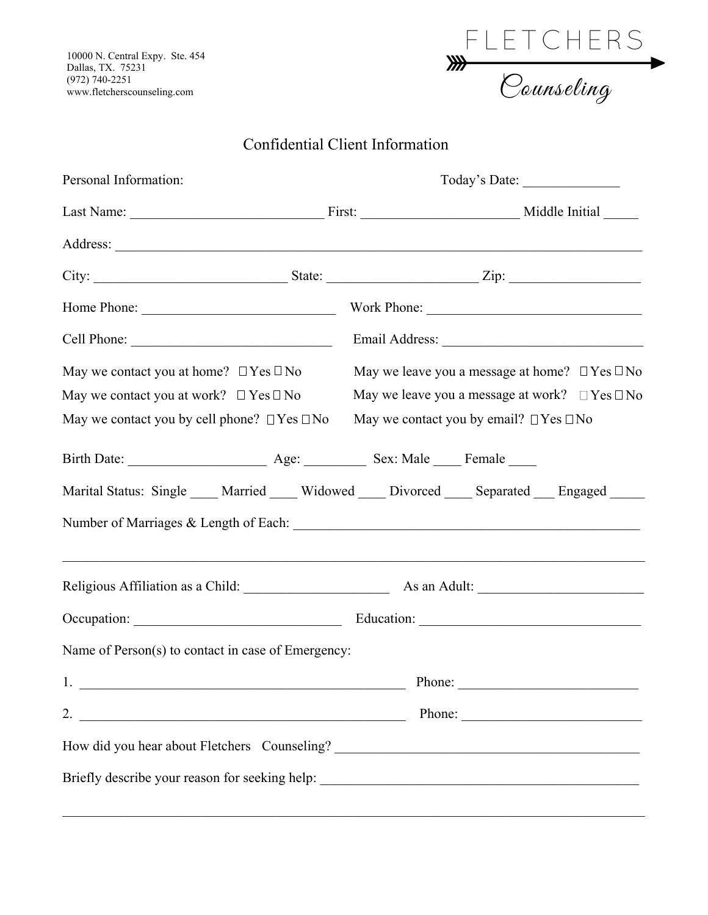10000 N. Central Expy. Ste. 454
Dallas, TX. 75231
(972) 740-2251
www.fletcherscounseling.com

FLETCHERS Counseling

# Confidential Client Information

Personal Information: Today's Date: ______________

Last Name: ____________________________ First: ______________________ Middle Initial _____

Address: ______________________________________________________________________________

City: ____________________________ State: ______________________ Zip: ___________________

Home Phone: ___________________________ Work Phone: _______________________________

Cell Phone: _____________________________ Email Address: ______________________________

May we contact you at home? ☐ Yes ☐ No

May we contact you at work? ☐ Yes ☐ No

May we contact you by cell phone? ☐ Yes ☐ No

May we leave you a message at home? ☐ Yes ☐ No

May we leave you a message at work? ☐ Yes ☐ No

May we contact you by email? ☐ Yes ☐ No

Birth Date: ____________________ Age: _________ Sex: Male ____ Female ____

Marital Status: Single ____ Married ____ Widowed ____ Divorced ____ Separated ___ Engaged _____

Number of Marriages & Length of Each: __________________________________________________

_______________________________________________________________________________________

Religious Affiliation as a Child: _____________________ As an Adult: ________________________

Occupation: ______________________________ Education: ________________________________

Name of Person(s) to contact in case of Emergency:

1. ________________________________________________ Phone: __________________________

2. ________________________________________________ Phone: __________________________

How did you hear about Fletchers Counseling? _____________________________________________

Briefly describe your reason for seeking help: _____________________________________________

_______________________________________________________________________________________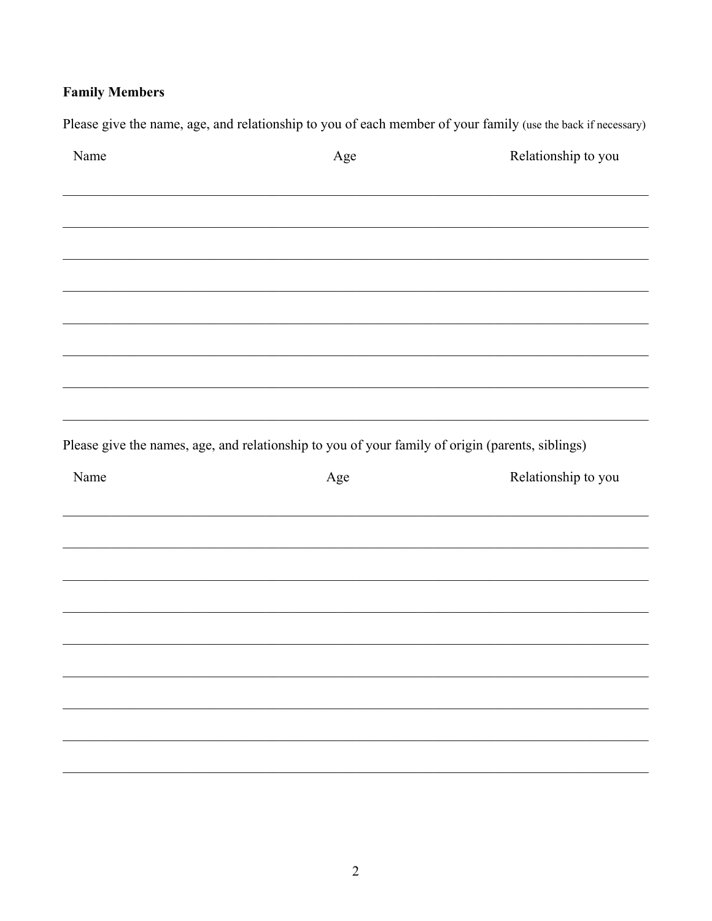**Family Members**

Please give the name, age, and relationship to you of each member of your family (use the back if necessary)

| Name | Age | Relationship to you |
| --- | --- | --- |
| | | |
| | | |
| | | |
| | | |
| | | |
| | | |
| | | |
| | | |

Please give the names, age, and relationship to you of your family of origin (parents, siblings)

| Name | Age | Relationship to you |
| --- | --- | --- |
| | | |
| | | |
| | | |
| | | |
| | | |
| | | |
| | | |
| | | |
| | | |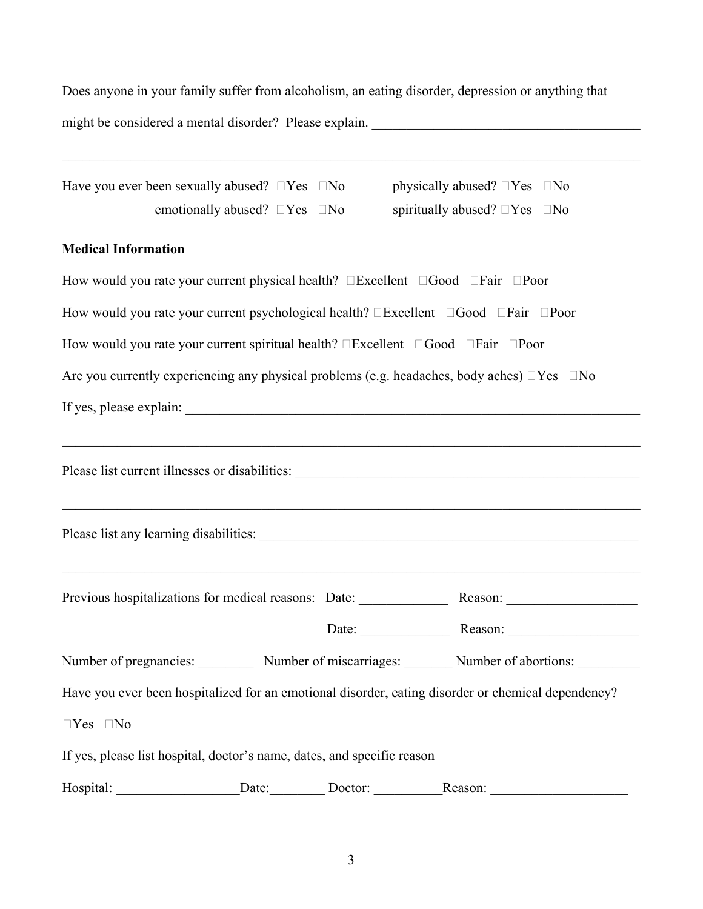Does anyone in your family suffer from alcoholism, an eating disorder, depression or anything that might be considered a mental disorder? Please explain. ________________________________________

________________________________________________________________________________

Have you ever been sexually abused? □Yes □No  physically abused? □Yes □No

emotionally abused? □Yes □No  spiritually abused? □Yes □No

**Medical Information**

How would you rate your current physical health? □Excellent □Good □Fair □Poor

How would you rate your current psychological health? □Excellent □Good □Fair □Poor

How would you rate your current spiritual health? □Excellent □Good □Fair □Poor

Are you currently experiencing any physical problems (e.g. headaches, body aches) □Yes □No

If yes, please explain: ____________________________________________________________________

________________________________________________________________________________

Please list current illnesses or disabilities: ___________________________________________________

________________________________________________________________________________

Please list any learning disabilities: _________________________________________________________

________________________________________________________________________________

Previous hospitalizations for medical reasons: Date: _____________ Reason: ___________________

Date: _____________ Reason: ___________________

Number of pregnancies: ________ Number of miscarriages: _______ Number of abortions: _________

Have you ever been hospitalized for an emotional disorder, eating disorder or chemical dependency?

□Yes □No

If yes, please list hospital, doctor's name, dates, and specific reason

Hospital: __________________Date:________ Doctor: __________Reason: ____________________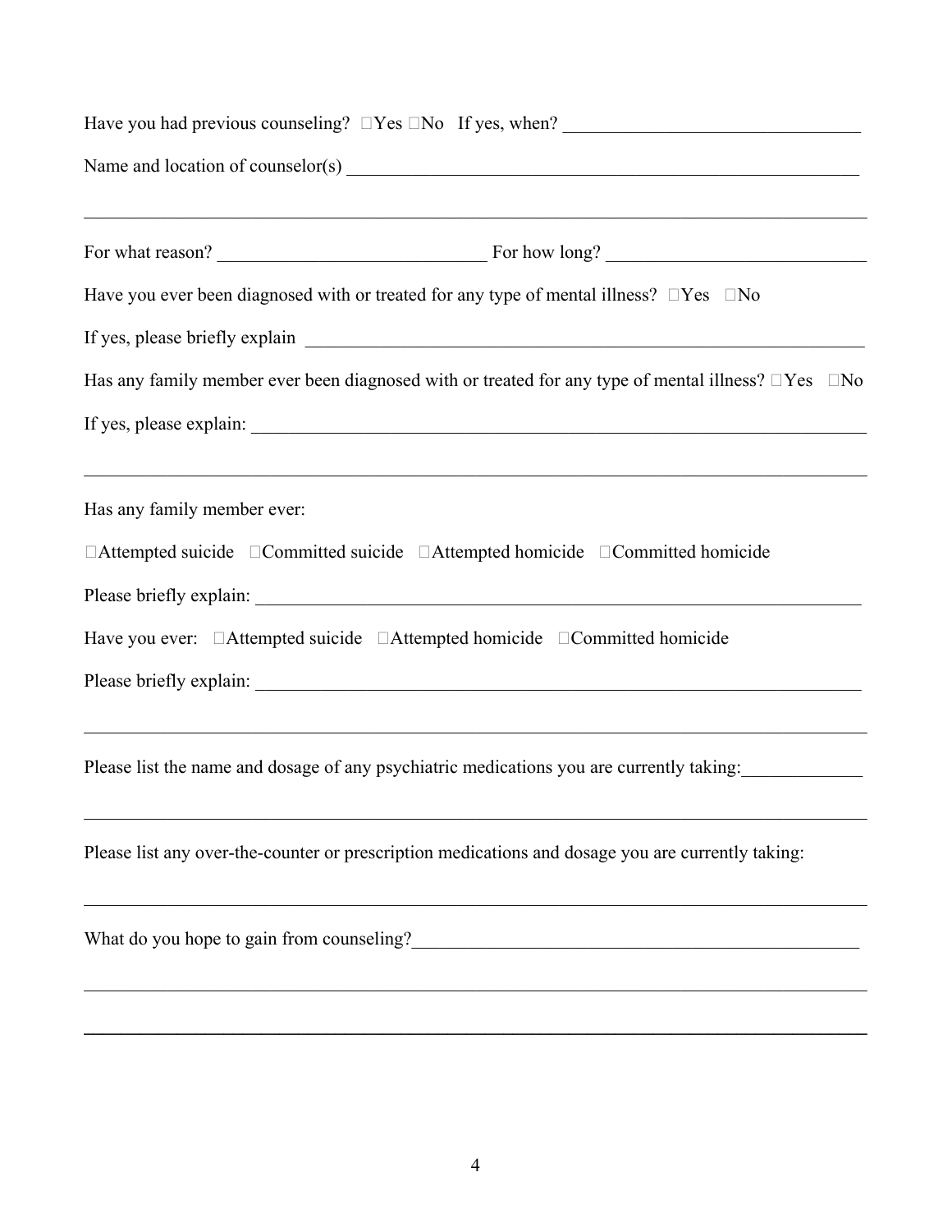Have you had previous counseling? ☐Yes ☐No If yes, when? ________________________________

Name and location of counselor(s) ________________________________________________________

_____________________________________________________________________________________

For what reason? ______________________________ For how long? ____________________________

Have you ever been diagnosed with or treated for any type of mental illness? ☐Yes ☐No

If yes, please briefly explain ___________________________________________________________

Has any family member ever been diagnosed with or treated for any type of mental illness? ☐Yes ☐No

If yes, please explain: _________________________________________________________________

_____________________________________________________________________________________

Has any family member ever:

☐Attempted suicide ☐Committed suicide ☐Attempted homicide ☐Committed homicide

Please briefly explain: _________________________________________________________________

Have you ever: ☐Attempted suicide ☐Attempted homicide ☐Committed homicide

Please briefly explain: _________________________________________________________________

_____________________________________________________________________________________

Please list the name and dosage of any psychiatric medications you are currently taking:_____________

_____________________________________________________________________________________

Please list any over-the-counter or prescription medications and dosage you are currently taking:

_____________________________________________________________________________________

What do you hope to gain from counseling?__________________________________________________

_____________________________________________________________________________________

_____________________________________________________________________________________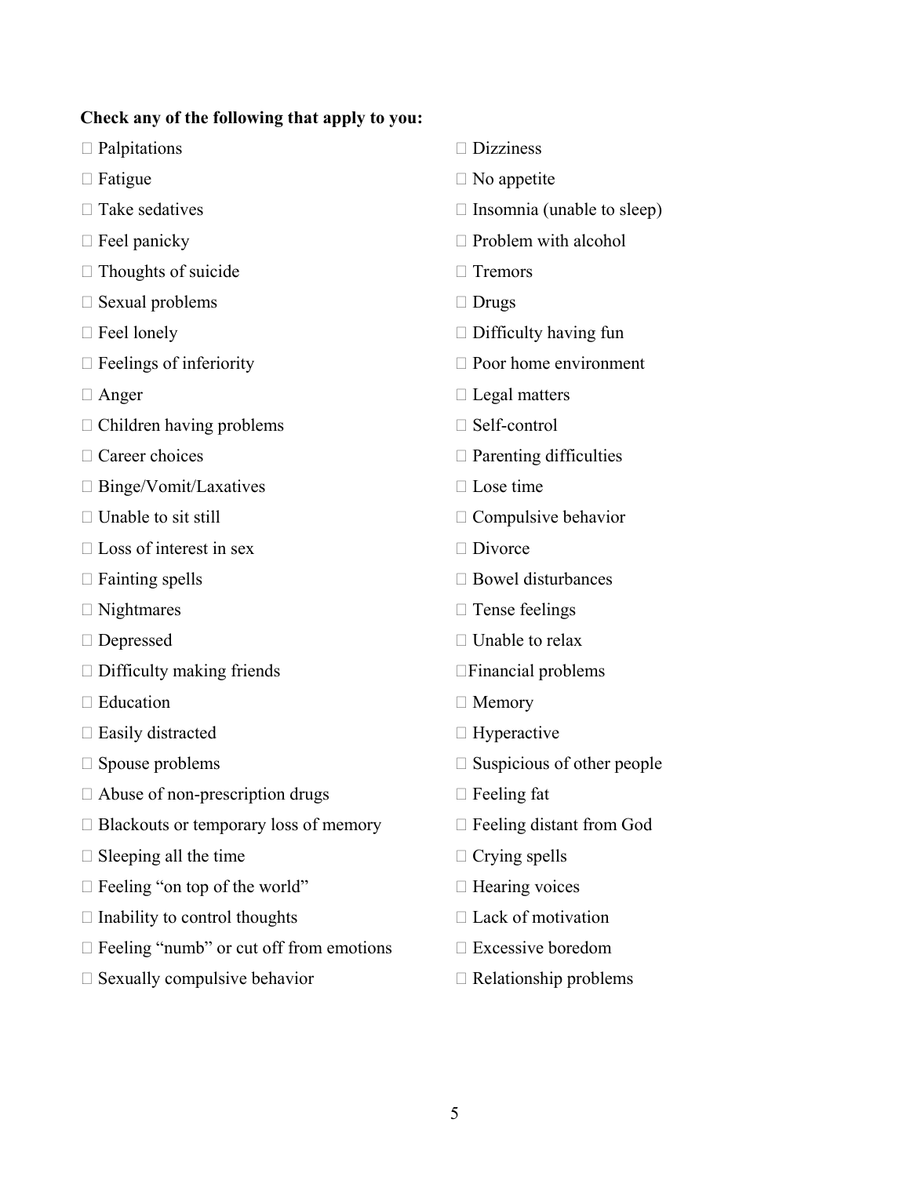**Check any of the following that apply to you:**

- ☐ Palpitations
- ☐ Fatigue
- ☐ Take sedatives
- ☐ Feel panicky
- ☐ Thoughts of suicide
- ☐ Sexual problems
- ☐ Feel lonely
- ☐ Feelings of inferiority
- ☐ Anger
- ☐ Children having problems
- ☐ Career choices
- ☐ Binge/Vomit/Laxatives
- ☐ Unable to sit still
- ☐ Loss of interest in sex
- ☐ Fainting spells
- ☐ Nightmares
- ☐ Depressed
- ☐ Difficulty making friends
- ☐ Education
- ☐ Easily distracted
- ☐ Spouse problems
- ☐ Abuse of non-prescription drugs
- ☐ Blackouts or temporary loss of memory
- ☐ Sleeping all the time
- ☐ Feeling "on top of the world"
- ☐ Inability to control thoughts
- ☐ Feeling "numb" or cut off from emotions
- ☐ Sexually compulsive behavior
- ☐ Dizziness
- ☐ No appetite
- ☐ Insomnia (unable to sleep)
- ☐ Problem with alcohol
- ☐ Tremors
- ☐ Drugs
- ☐ Difficulty having fun
- ☐ Poor home environment
- ☐ Legal matters
- ☐ Self-control
- ☐ Parenting difficulties
- ☐ Lose time
- ☐ Compulsive behavior
- ☐ Divorce
- ☐ Bowel disturbances
- ☐ Tense feelings
- ☐ Unable to relax
- ☐ Financial problems
- ☐ Memory
- ☐ Hyperactive
- ☐ Suspicious of other people
- ☐ Feeling fat
- ☐ Feeling distant from God
- ☐ Crying spells
- ☐ Hearing voices
- ☐ Lack of motivation
- ☐ Excessive boredom
- ☐ Relationship problems